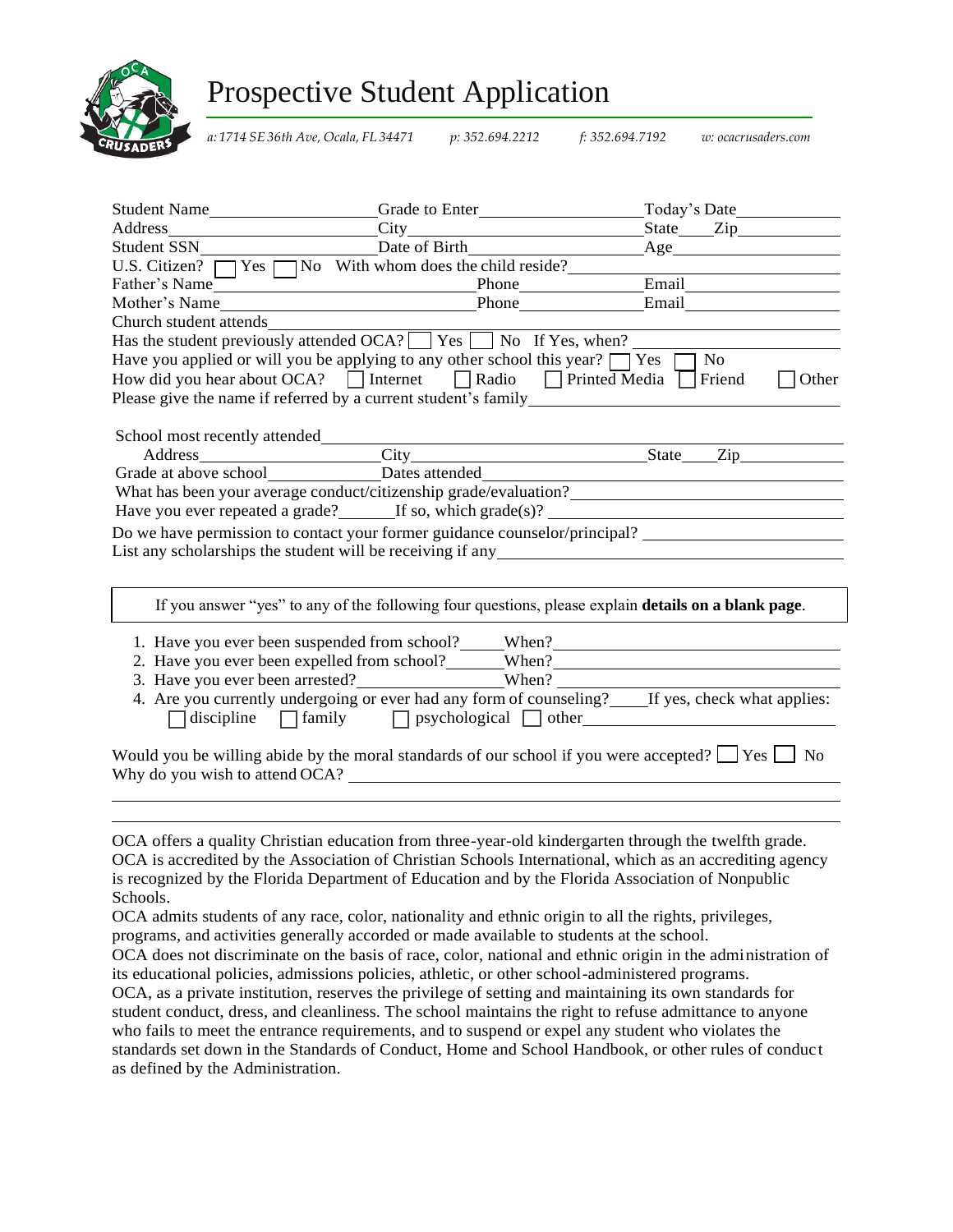# Prospective Student Application

*a: 1714 SE 36th Ave, Ocala, FL 34471* *p: 352.694.2212* *f: 352.694.7192* *w: ocacrusaders.com*

Student Name\_\_\_\_\_\_\_\_\_\_ Grade to Enter\_\_\_\_\_\_\_\_\_\_ Today's Date\_\_\_\_\_\_\_\_\_\_

Address\_\_\_\_\_\_\_\_\_\_ City\_\_\_\_\_\_\_\_\_\_ State\_\_\_\_ Zip\_\_\_\_\_\_\_\_\_\_

Student SSN\_\_\_\_\_\_\_\_\_\_ Date of Birth\_\_\_\_\_\_\_\_\_\_ Age\_\_\_\_\_\_\_\_\_\_

U.S. Citizen? ☐ Yes ☐ No With whom does the child reside?\_\_\_\_\_\_\_\_\_\_

Father's Name\_\_\_\_\_\_\_\_\_\_ Phone\_\_\_\_\_\_\_\_\_\_ Email\_\_\_\_\_\_\_\_\_\_

Mother's Name\_\_\_\_\_\_\_\_\_\_ Phone\_\_\_\_\_\_\_\_\_\_ Email\_\_\_\_\_\_\_\_\_\_

Church student attends\_\_\_\_\_\_\_\_\_\_

Has the student previously attended OCA? ☐ Yes ☐ No If Yes, when?\_\_\_\_\_\_\_\_\_\_

Have you applied or will you be applying to any other school this year? ☐ Yes ☐ No

How did you hear about OCA? ☐ Internet ☐ Radio ☐ Printed Media ☐ Friend ☐ Other

Please give the name if referred by a current student's family\_\_\_\_\_\_\_\_\_\_

School most recently attended\_\_\_\_\_\_\_\_\_\_

Address\_\_\_\_\_\_\_\_\_\_ City\_\_\_\_\_\_\_\_\_\_ State\_\_\_\_ Zip\_\_\_\_\_\_\_\_\_\_

Grade at above school\_\_\_\_\_\_\_\_\_\_ Dates attended\_\_\_\_\_\_\_\_\_\_

What has been your average conduct/citizenship grade/evaluation?\_\_\_\_\_\_\_\_\_\_

Have you ever repeated a grade?\_\_\_\_\_\_ If so, which grade(s)? \_\_\_\_\_\_\_\_\_\_

Do we have permission to contact your former guidance counselor/principal? \_\_\_\_\_\_\_\_\_\_

List any scholarships the student will be receiving if any\_\_\_\_\_\_\_\_\_\_

If you answer "yes" to any of the following four questions, please explain **details on a blank page**.

1. Have you ever been suspended from school?\_\_\_\_\_ When?\_\_\_\_\_\_\_\_\_\_
2. Have you ever been expelled from school?\_\_\_\_\_ When?\_\_\_\_\_\_\_\_\_\_
3. Have you ever been arrested?\_\_\_\_\_ When? \_\_\_\_\_\_\_\_\_\_
4. Are you currently undergoing or ever had any form of counseling?\_\_\_\_ If yes, check what applies:
   ☐ discipline ☐ family ☐ psychological ☐ other\_\_\_\_\_\_\_\_\_\_

Would you be willing abide by the moral standards of our school if you were accepted? ☐ Yes ☐ No

Why do you wish to attend OCA? \_\_\_\_\_\_\_\_\_\_

OCA offers a quality Christian education from three-year-old kindergarten through the twelfth grade. OCA is accredited by the Association of Christian Schools International, which as an accrediting agency is recognized by the Florida Department of Education and by the Florida Association of Nonpublic Schools.

OCA admits students of any race, color, nationality and ethnic origin to all the rights, privileges, programs, and activities generally accorded or made available to students at the school.

OCA does not discriminate on the basis of race, color, national and ethnic origin in the administration of its educational policies, admissions policies, athletic, or other school-administered programs.

OCA, as a private institution, reserves the privilege of setting and maintaining its own standards for student conduct, dress, and cleanliness. The school maintains the right to refuse admittance to anyone who fails to meet the entrance requirements, and to suspend or expel any student who violates the standards set down in the Standards of Conduct, Home and School Handbook, or other rules of conduct as defined by the Administration.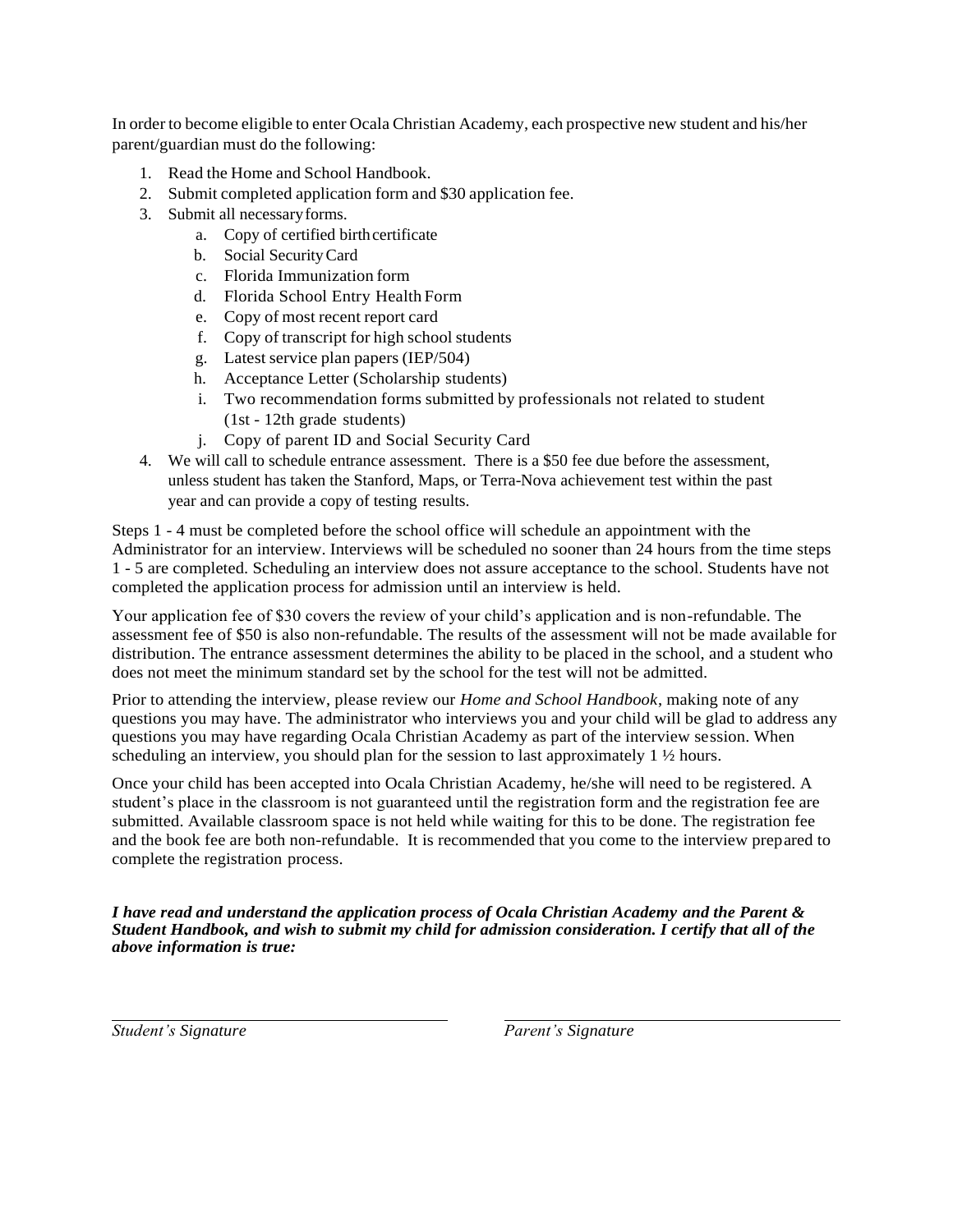In order to become eligible to enter Ocala Christian Academy, each prospective new student and his/her parent/guardian must do the following:

1. Read the Home and School Handbook.
2. Submit completed application form and $30 application fee.
3. Submit all necessary forms.
   a. Copy of certified birth certificate
   b. Social Security Card
   c. Florida Immunization form
   d. Florida School Entry Health Form
   e. Copy of most recent report card
   f. Copy of transcript for high school students
   g. Latest service plan papers (IEP/504)
   h. Acceptance Letter (Scholarship students)
   i. Two recommendation forms submitted by professionals not related to student (1st - 12th grade students)
   j. Copy of parent ID and Social Security Card
4. We will call to schedule entrance assessment. There is a $50 fee due before the assessment, unless student has taken the Stanford, Maps, or Terra-Nova achievement test within the past year and can provide a copy of testing results.

Steps 1 - 4 must be completed before the school office will schedule an appointment with the Administrator for an interview. Interviews will be scheduled no sooner than 24 hours from the time steps 1 - 5 are completed. Scheduling an interview does not assure acceptance to the school. Students have not completed the application process for admission until an interview is held.

Your application fee of $30 covers the review of your child's application and is non-refundable. The assessment fee of $50 is also non-refundable. The results of the assessment will not be made available for distribution. The entrance assessment determines the ability to be placed in the school, and a student who does not meet the minimum standard set by the school for the test will not be admitted.

Prior to attending the interview, please review our *Home and School Handbook*, making note of any questions you may have. The administrator who interviews you and your child will be glad to address any questions you may have regarding Ocala Christian Academy as part of the interview session. When scheduling an interview, you should plan for the session to last approximately 1 ½ hours.

Once your child has been accepted into Ocala Christian Academy, he/she will need to be registered. A student's place in the classroom is not guaranteed until the registration form and the registration fee are submitted. Available classroom space is not held while waiting for this to be done. The registration fee and the book fee are both non-refundable. It is recommended that you come to the interview prepared to complete the registration process.

***I have read and understand the application process of Ocala Christian Academy and the Parent & Student Handbook, and wish to submit my child for admission consideration. I certify that all of the above information is true:***

_______________________________ _______________________________

*Student's Signature* *Parent's Signature*